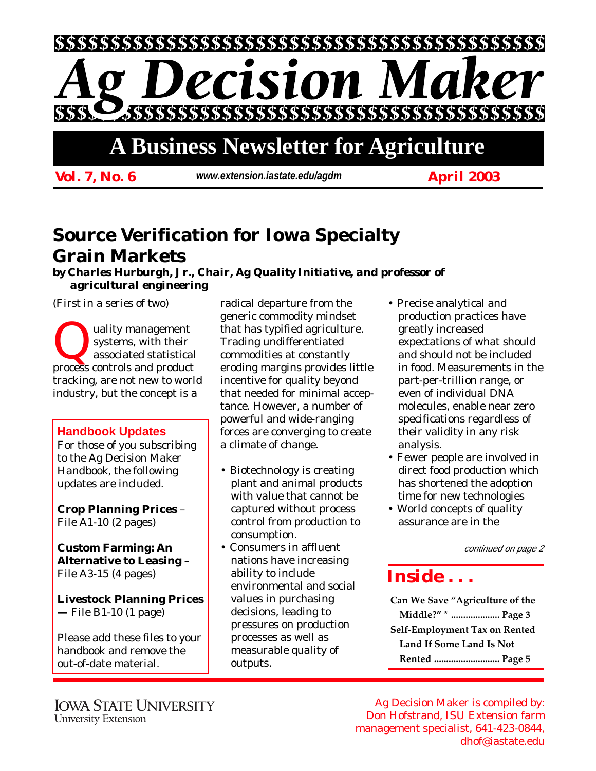# Ag Decision Maker

## A Business Newsletter for Agriculture

**Vol. 7, No. 6** *www.extension.iastate.edu/agdm* **April 2003**

## Source Verification for Iowa Specialty Grain Markets

***by Charles Hurburgh, Jr., Chair, Ag Quality Initiative, and professor of agricultural engineering***

(*First in a series of two*)

Quality management systems, with their associated statistical process controls and product tracking, are not new to world industry, but the concept is a radical departure from the generic commodity mindset that has typified agriculture. Trading undifferentiated commodities at constantly eroding margins provides little incentive for quality beyond that needed for minimal acceptance. However, a number of powerful and wide-ranging forces are converging to create a climate of change.

- Biotechnology is creating plant and animal products with value that cannot be captured without process control from production to consumption.
- Consumers in affluent nations have increasing ability to include environmental and social values in purchasing decisions, leading to pressures on production processes as well as measurable quality of outputs.
- Precise analytical and production practices have greatly increased expectations of what should and should not be included in food. Measurements in the part-per-trillion range, or even of individual DNA molecules, enable near zero specifications regardless of their validity in any risk analysis.
- Fewer people are involved in direct food production which has shortened the adoption time for new technologies
- World concepts of quality assurance are in the

*continued on page 2*

### Handbook Updates

For those of you subscribing to the Ag Decision Maker Handbook, the following updates are included.

**Crop Planning Prices** – File A1-10 (2 pages)

**Custom Farming: An Alternative to Leasing** – File A3-15 (4 pages)

**Livestock Planning Prices** — File B1-10 (1 page)

Please add these files to your handbook and remove the out-of-date material.

### Inside . . .

**Can We Save "Agriculture of the Middle?" * .................... Page 3**

**Self-Employment Tax on Rented Land If Some Land Is Not Rented ........................... Page 5**

IOWA STATE UNIVERSITY
University Extension

Ag Decision Maker is compiled by: Don Hofstrand, ISU Extension farm management specialist, 641-423-0844, dhof@iastate.edu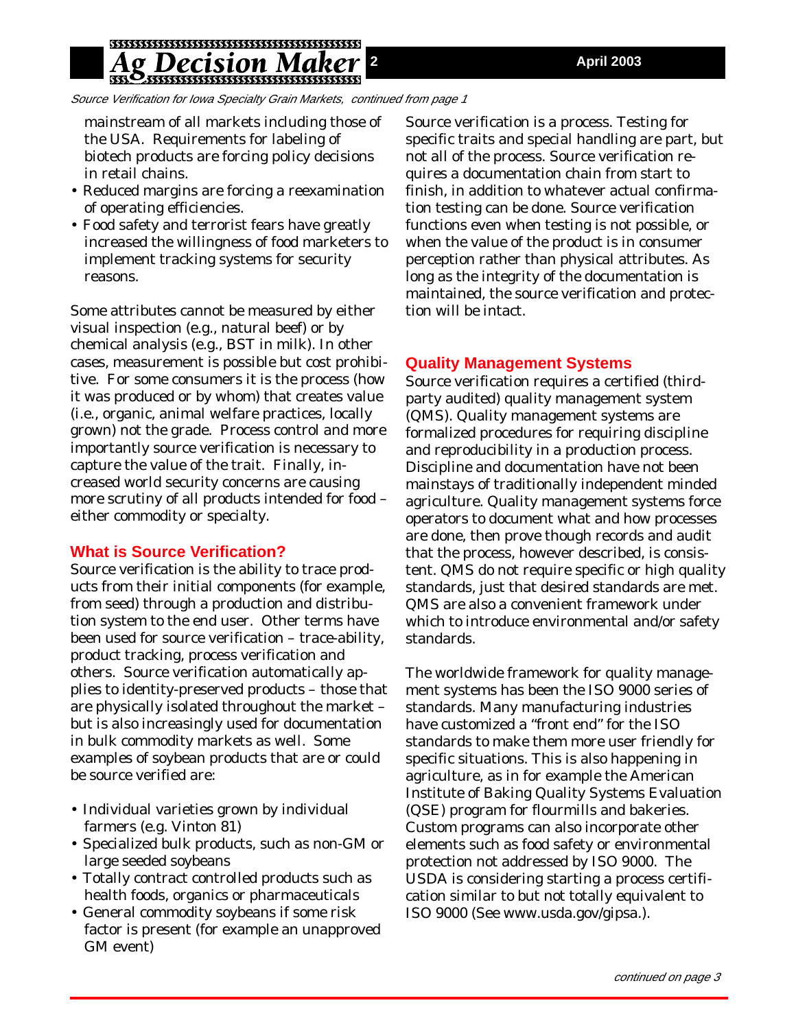*Source Verification for Iowa Specialty Grain Markets, continued from page 1*

mainstream of all markets including those of the USA. Requirements for labeling of biotech products are forcing policy decisions in retail chains.

- Reduced margins are forcing a reexamination of operating efficiencies.
- Food safety and terrorist fears have greatly increased the willingness of food marketers to implement tracking systems for security reasons.

Some attributes cannot be measured by either visual inspection (e.g., natural beef) or by chemical analysis (e.g., BST in milk). In other cases, measurement is possible but cost prohibitive. For some consumers it is the process (how it was produced or by whom) that creates value (i.e., organic, animal welfare practices, locally grown) not the grade. Process control and more importantly source verification is necessary to capture the value of the trait. Finally, increased world security concerns are causing more scrutiny of all products intended for food – either commodity or specialty.

## What is Source Verification?

Source verification is the ability to trace products from their initial components (for example, from seed) through a production and distribution system to the end user. Other terms have been used for source verification – trace-ability, product tracking, process verification and others. Source verification automatically applies to identity-preserved products – those that are physically isolated throughout the market – but is also increasingly used for documentation in bulk commodity markets as well. Some examples of soybean products that are or could be source verified are:

- Individual varieties grown by individual farmers (e.g. Vinton 81)
- Specialized bulk products, such as non-GM or large seeded soybeans
- Totally contract controlled products such as health foods, organics or pharmaceuticals
- General commodity soybeans if some risk factor is present (for example an unapproved GM event)

Source verification is a process. Testing for specific traits and special handling are part, but not all of the process. Source verification requires a documentation chain from start to finish, in addition to whatever actual confirmation testing can be done. Source verification functions even when testing is not possible, or when the value of the product is in consumer perception rather than physical attributes. As long as the integrity of the documentation is maintained, the source verification and protection will be intact.

## Quality Management Systems

Source verification requires a certified (third-party audited) quality management system (QMS). Quality management systems are formalized procedures for requiring discipline and reproducibility in a production process. Discipline and documentation have not been mainstays of traditionally independent minded agriculture. Quality management systems force operators to document what and how processes are done, then prove though records and audit that the process, however described, is consistent. QMS do not require specific or high quality standards, just that desired standards are met. QMS are also a convenient framework under which to introduce environmental and/or safety standards.

The worldwide framework for quality management systems has been the ISO 9000 series of standards. Many manufacturing industries have customized a "front end" for the ISO standards to make them more user friendly for specific situations. This is also happening in agriculture, as in for example the American Institute of Baking Quality Systems Evaluation (QSE) program for flourmills and bakeries. Custom programs can also incorporate other elements such as food safety or environmental protection not addressed by ISO 9000. The USDA is considering starting a process certification similar to but not totally equivalent to ISO 9000 (See www.usda.gov/gipsa.).

*continued on page 3*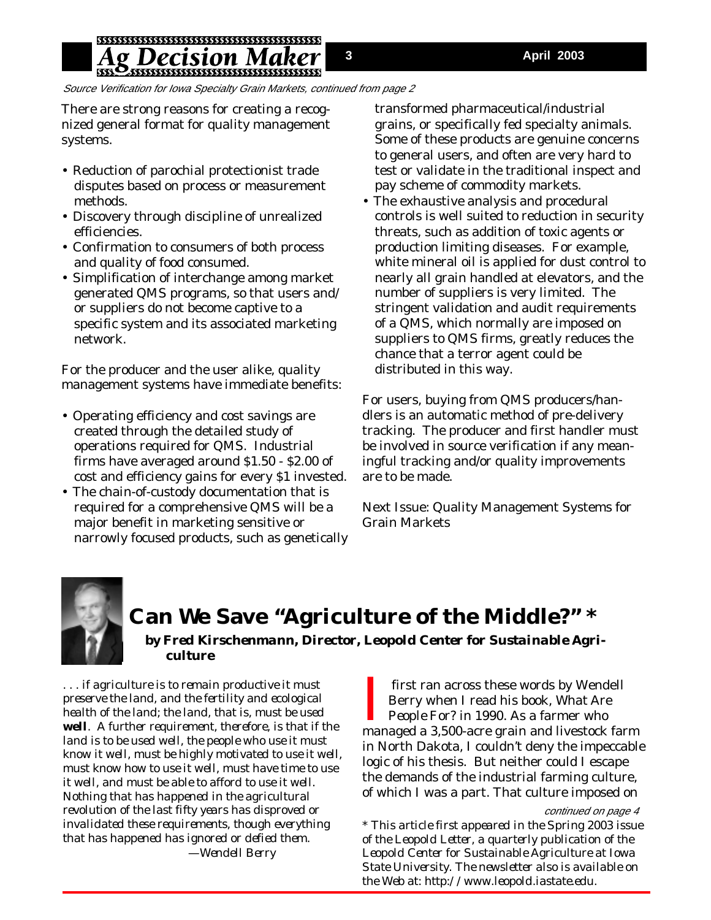*Source Verification for Iowa Specialty Grain Markets, continued from page 2*

There are strong reasons for creating a recognized general format for quality management systems.

- Reduction of parochial protectionist trade disputes based on process or measurement methods.
- Discovery through discipline of unrealized efficiencies.
- Confirmation to consumers of both process and quality of food consumed.
- Simplification of interchange among market generated QMS programs, so that users and/or suppliers do not become captive to a specific system and its associated marketing network.

For the producer and the user alike, quality management systems have immediate benefits:

- Operating efficiency and cost savings are created through the detailed study of operations required for QMS. Industrial firms have averaged around $1.50 - $2.00 of cost and efficiency gains for every $1 invested.
- The chain-of-custody documentation that is required for a comprehensive QMS will be a major benefit in marketing sensitive or narrowly focused products, such as genetically transformed pharmaceutical/industrial grains, or specifically fed specialty animals. Some of these products are genuine concerns to general users, and often are very hard to test or validate in the traditional inspect and pay scheme of commodity markets.
- The exhaustive analysis and procedural controls is well suited to reduction in security threats, such as addition of toxic agents or production limiting diseases. For example, white mineral oil is applied for dust control to nearly all grain handled at elevators, and the number of suppliers is very limited. The stringent validation and audit requirements of a QMS, which normally are imposed on suppliers to QMS firms, greatly reduces the chance that a terror agent could be distributed in this way.

For users, buying from QMS producers/handlers is an automatic method of pre-delivery tracking. The producer and first handler must be involved in source verification if any meaningful tracking and/or quality improvements are to be made.

Next Issue: Quality Management Systems for Grain Markets

# Can We Save "Agriculture of the Middle?" *

***by Fred Kirschenmann, Director, Leopold Center for Sustainable Agriculture***

*. . . if agriculture is to remain productive it must preserve the land, and the fertility and ecological health of the land; the land, that is, must be used* ***well****. A further requirement, therefore, is that if the land is to be used well, the people who use it must know it well, must be highly motivated to use it well, must know how to use it well, must have time to use it well, and must be able to afford to use it well. Nothing that has happened in the agricultural revolution of the last fifty years has disproved or invalidated these requirements, though everything that has happened has ignored or defied them.*

*—Wendell Berry*

I first ran across these words by Wendell Berry when I read his book, What Are People For? in 1990. As a farmer who managed a 3,500-acre grain and livestock farm in North Dakota, I couldn't deny the impeccable logic of his thesis. But neither could I escape the demands of the industrial farming culture, of which I was a part. That culture imposed on

*continued on page 4*

\* This article first appeared in the Spring 2003 issue of the *Leopold Letter*, a quarterly publication of the Leopold Center for Sustainable Agriculture at Iowa State University. The newsletter also is available on the Web at: http://www.leopold.iastate.edu.